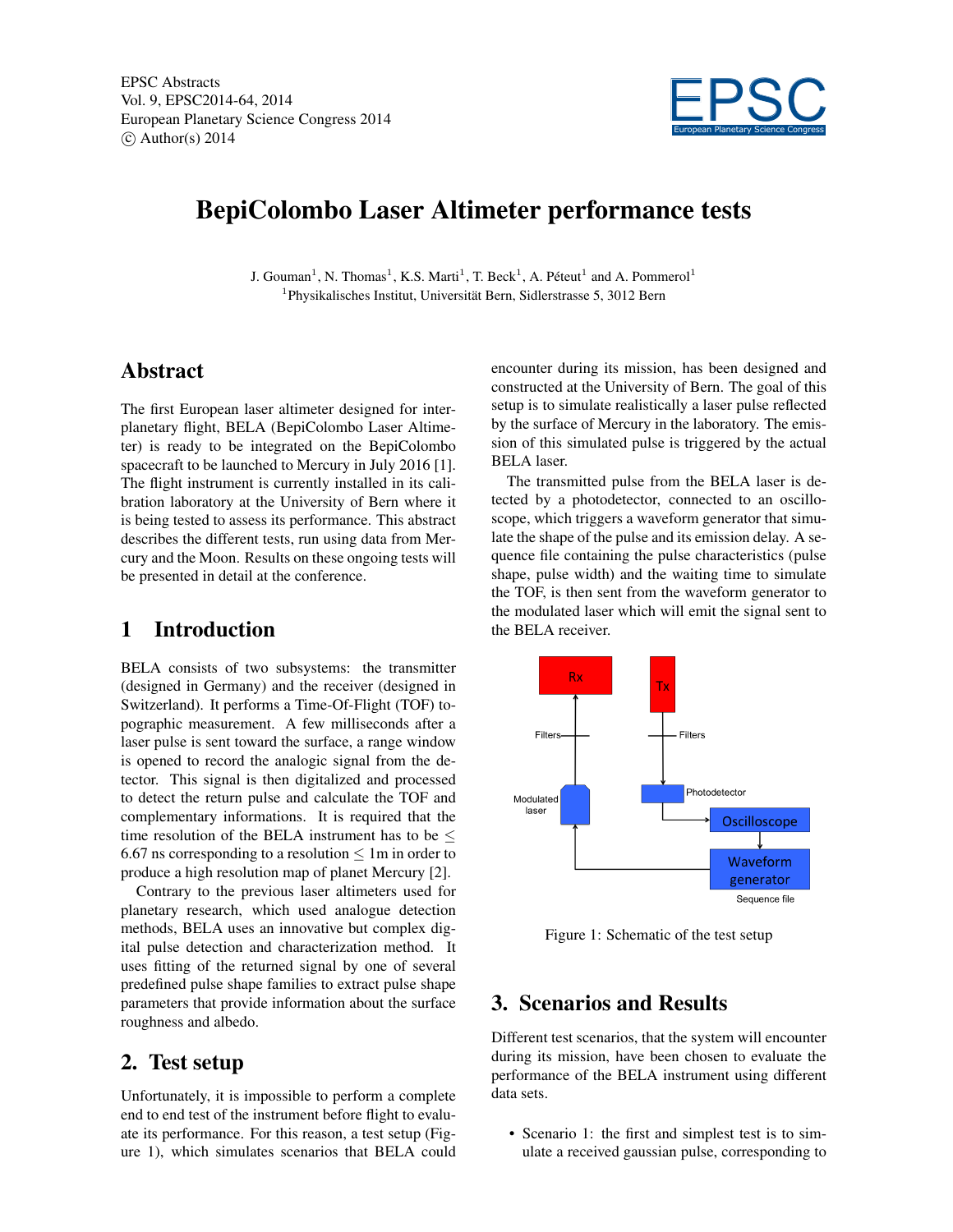EPSC Abstracts
Vol. 9, EPSC2014-64, 2014
European Planetary Science Congress 2014
© Author(s) 2014

# BepiColombo Laser Altimeter performance tests

J. Gouman[1], N. Thomas[1], K.S. Marti[1], T. Beck[1], A. Péteut[1] and A. Pommerol[1]
[1]Physikalisches Institut, Universität Bern, Sidlerstrasse 5, 3012 Bern

## Abstract

The first European laser altimeter designed for interplanetary flight, BELA (BepiColombo Laser Altimeter) is ready to be integrated on the BepiColombo spacecraft to be launched to Mercury in July 2016 [1]. The flight instrument is currently installed in its calibration laboratory at the University of Bern where it is being tested to assess its performance. This abstract describes the different tests, run using data from Mercury and the Moon. Results on these ongoing tests will be presented in detail at the conference.

## 1 Introduction

BELA consists of two subsystems: the transmitter (designed in Germany) and the receiver (designed in Switzerland). It performs a Time-Of-Flight (TOF) topographic measurement. A few milliseconds after a laser pulse is sent toward the surface, a range window is opened to record the analogic signal from the detector. This signal is then digitalized and processed to detect the return pulse and calculate the TOF and complementary informations. It is required that the time resolution of the BELA instrument has to be $\leq$ 6.67 ns corresponding to a resolution $\leq$ 1m in order to produce a high resolution map of planet Mercury [2].

Contrary to the previous laser altimeters used for planetary research, which used analogue detection methods, BELA uses an innovative but complex digital pulse detection and characterization method. It uses fitting of the returned signal by one of several predefined pulse shape families to extract pulse shape parameters that provide information about the surface roughness and albedo.

## 2. Test setup

Unfortunately, it is impossible to perform a complete end to end test of the instrument before flight to evaluate its performance. For this reason, a test setup (Figure 1), which simulates scenarios that BELA could encounter during its mission, has been designed and constructed at the University of Bern. The goal of this setup is to simulate realistically a laser pulse reflected by the surface of Mercury in the laboratory. The emission of this simulated pulse is triggered by the actual BELA laser.

The transmitted pulse from the BELA laser is detected by a photodetector, connected to an oscilloscope, which triggers a waveform generator that simulate the shape of the pulse and its emission delay. A sequence file containing the pulse characteristics (pulse shape, pulse width) and the waiting time to simulate the TOF, is then sent from the waveform generator to the modulated laser which will emit the signal sent to the BELA receiver.

Figure 1: Schematic of the test setup

## 3. Scenarios and Results

Different test scenarios, that the system will encounter during its mission, have been chosen to evaluate the performance of the BELA instrument using different data sets.

- Scenario 1: the first and simplest test is to simulate a received gaussian pulse, corresponding to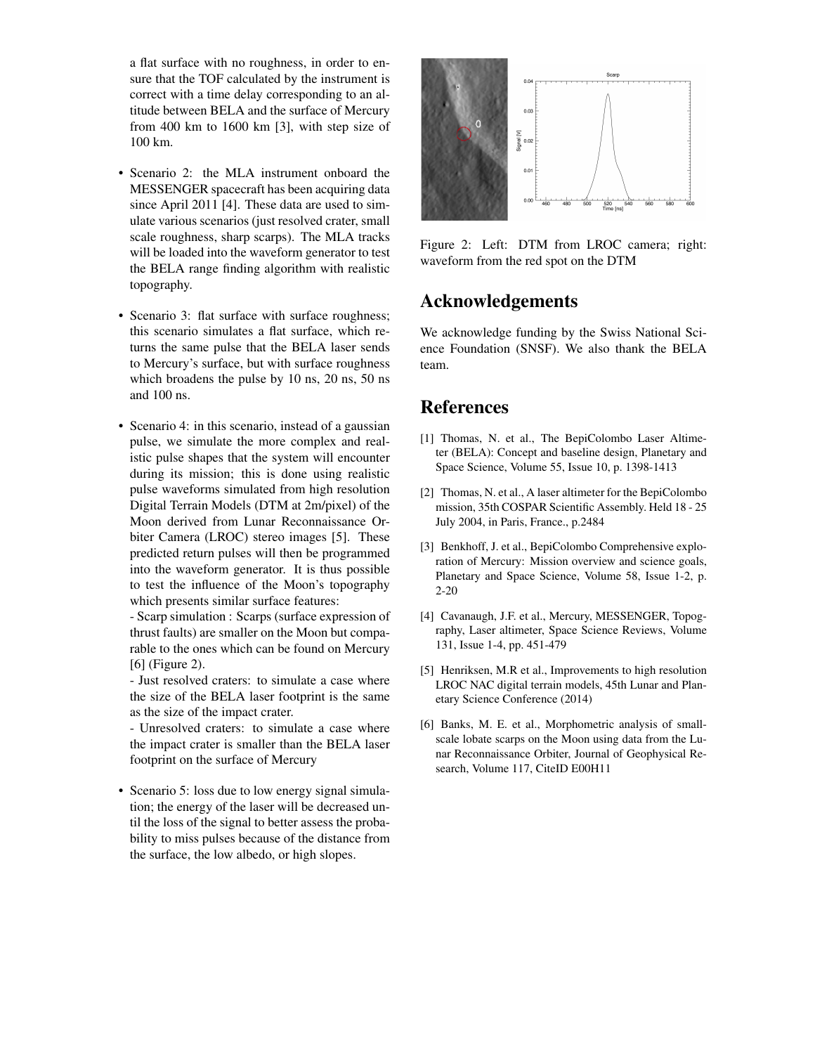a flat surface with no roughness, in order to ensure that the TOF calculated by the instrument is correct with a time delay corresponding to an altitude between BELA and the surface of Mercury from 400 km to 1600 km [3], with step size of 100 km.

- Scenario 2: the MLA instrument onboard the MESSENGER spacecraft has been acquiring data since April 2011 [4]. These data are used to simulate various scenarios (just resolved crater, small scale roughness, sharp scarps). The MLA tracks will be loaded into the waveform generator to test the BELA range finding algorithm with realistic topography.

- Scenario 3: flat surface with surface roughness; this scenario simulates a flat surface, which returns the same pulse that the BELA laser sends to Mercury's surface, but with surface roughness which broadens the pulse by 10 ns, 20 ns, 50 ns and 100 ns.

- Scenario 4: in this scenario, instead of a gaussian pulse, we simulate the more complex and realistic pulse shapes that the system will encounter during its mission; this is done using realistic pulse waveforms simulated from high resolution Digital Terrain Models (DTM at 2m/pixel) of the Moon derived from Lunar Reconnaissance Orbiter Camera (LROC) stereo images [5]. These predicted return pulses will then be programmed into the waveform generator. It is thus possible to test the influence of the Moon's topography which presents similar surface features:
  - Scarp simulation : Scarps (surface expression of thrust faults) are smaller on the Moon but comparable to the ones which can be found on Mercury [6] (Figure 2).
  - Just resolved craters: to simulate a case where the size of the BELA laser footprint is the same as the size of the impact crater.
  - Unresolved craters: to simulate a case where the impact crater is smaller than the BELA laser footprint on the surface of Mercury

- Scenario 5: loss due to low energy signal simulation; the energy of the laser will be decreased until the loss of the signal to better assess the probability to miss pulses because of the distance from the surface, the low albedo, or high slopes.

Scarp
Signal [V]
0.04
0.03
0.02
0.01
0.00
Time [ns]
460 480 500 520 540 560 580 600

Figure 2: Left: DTM from LROC camera; right: waveform from the red spot on the DTM

## Acknowledgements

We acknowledge funding by the Swiss National Science Foundation (SNSF). We also thank the BELA team.

## References

[1] Thomas, N. et al., The BepiColombo Laser Altimeter (BELA): Concept and baseline design, Planetary and Space Science, Volume 55, Issue 10, p. 1398-1413

[2] Thomas, N. et al., A laser altimeter for the BepiColombo mission, 35th COSPAR Scientific Assembly. Held 18 - 25 July 2004, in Paris, France., p.2484

[3] Benkhoff, J. et al., BepiColombo Comprehensive exploration of Mercury: Mission overview and science goals, Planetary and Space Science, Volume 58, Issue 1-2, p. 2-20

[4] Cavanaugh, J.F. et al., Mercury, MESSENGER, Topography, Laser altimeter, Space Science Reviews, Volume 131, Issue 1-4, pp. 451-479

[5] Henriksen, M.R et al., Improvements to high resolution LROC NAC digital terrain models, 45th Lunar and Planetary Science Conference (2014)

[6] Banks, M. E. et al., Morphometric analysis of small-scale lobate scarps on the Moon using data from the Lunar Reconnaissance Orbiter, Journal of Geophysical Research, Volume 117, CiteID E00H11